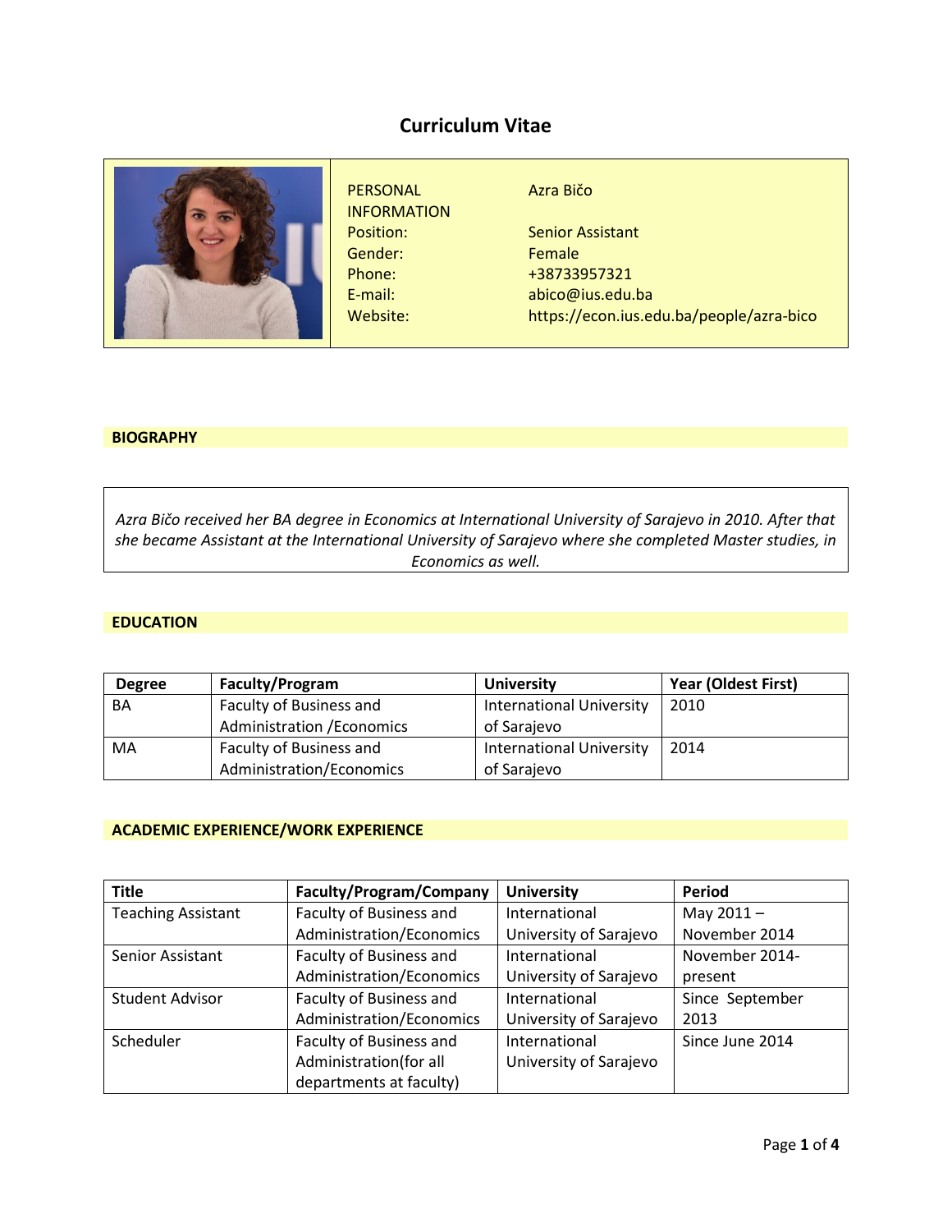# Curriculum Vitae

| PERSONAL INFORMATION | Azra Bičo |
|---|---|
| Position: | Senior Assistant |
| Gender: | Female |
| Phone: | +38733957321 |
| E-mail: | abico@ius.edu.ba |
| Website: | https://econ.ius.edu.ba/people/azra-bico |

## BIOGRAPHY

*Azra Bičo received her BA degree in Economics at International University of Sarajevo in 2010. After that she became Assistant at the International University of Sarajevo where she completed Master studies, in Economics as well.*

## EDUCATION

| Degree | Faculty/Program | University | Year (Oldest First) |
|---|---|---|---|
| BA | Faculty of Business and Administration /Economics | International University of Sarajevo | 2010 |
| MA | Faculty of Business and Administration/Economics | International University of Sarajevo | 2014 |

## ACADEMIC EXPERIENCE/WORK EXPERIENCE

| Title | Faculty/Program/Company | University | Period |
|---|---|---|---|
| Teaching Assistant | Faculty of Business and Administration/Economics | International University of Sarajevo | May 2011 – November 2014 |
| Senior Assistant | Faculty of Business and Administration/Economics | International University of Sarajevo | November 2014-present |
| Student Advisor | Faculty of Business and Administration/Economics | International University of Sarajevo | Since September 2013 |
| Scheduler | Faculty of Business and Administration(for all departments at faculty) | International University of Sarajevo | Since June 2014 |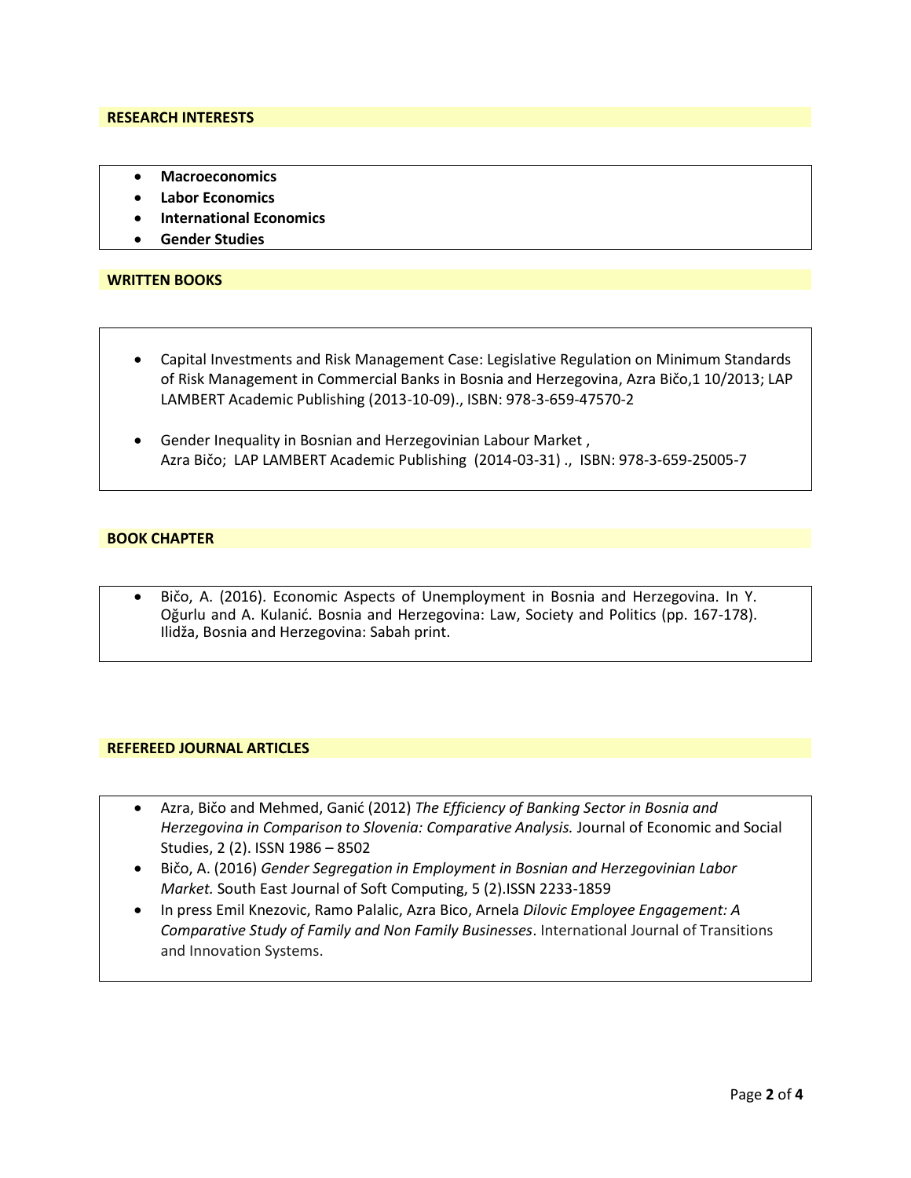## RESEARCH INTERESTS

- **Macroeconomics**
- **Labor Economics**
- **International Economics**
- **Gender Studies**

## WRITTEN BOOKS

- Capital Investments and Risk Management Case: Legislative Regulation on Minimum Standards of Risk Management in Commercial Banks in Bosnia and Herzegovina, Azra Bičo,1 10/2013; LAP LAMBERT Academic Publishing (2013-10-09)., ISBN: 978-3-659-47570-2

- Gender Inequality in Bosnian and Herzegovinian Labour Market , Azra Bičo; LAP LAMBERT Academic Publishing (2014-03-31) ., ISBN: 978-3-659-25005-7

## BOOK CHAPTER

- Bičo, A. (2016). Economic Aspects of Unemployment in Bosnia and Herzegovina. In Y. Oğurlu and A. Kulanić. Bosnia and Herzegovina: Law, Society and Politics (pp. 167-178). Ilidža, Bosnia and Herzegovina: Sabah print.

## REFEREED JOURNAL ARTICLES

- Azra, Bičo and Mehmed, Ganić (2012) *The Efficiency of Banking Sector in Bosnia and Herzegovina in Comparison to Slovenia: Comparative Analysis.* Journal of Economic and Social Studies, 2 (2). ISSN 1986 – 8502
- Bičo, A. (2016) *Gender Segregation in Employment in Bosnian and Herzegovinian Labor Market.* South East Journal of Soft Computing, 5 (2).ISSN 2233-1859
- In press Emil Knezovic, Ramo Palalic, Azra Bico, Arnela *Dilovic Employee Engagement: A Comparative Study of Family and Non Family Businesses*. International Journal of Transitions and Innovation Systems.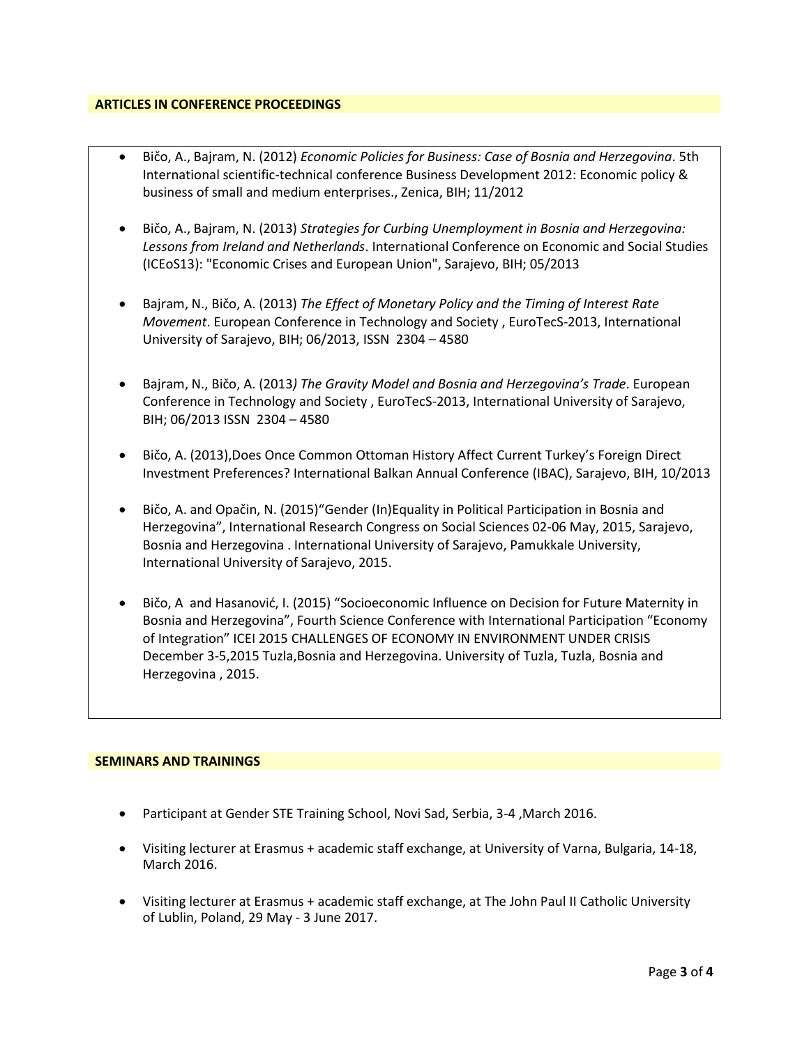## ARTICLES IN CONFERENCE PROCEEDINGS

- Bičo, A., Bajram, N. (2012) *Economic Policies for Business: Case of Bosnia and Herzegovina*. 5th International scientific-technical conference Business Development 2012: Economic policy & business of small and medium enterprises., Zenica, BIH; 11/2012

- Bičo, A., Bajram, N. (2013) *Strategies for Curbing Unemployment in Bosnia and Herzegovina: Lessons from Ireland and Netherlands*. International Conference on Economic and Social Studies (ICEoS13): "Economic Crises and European Union", Sarajevo, BIH; 05/2013

- Bajram, N., Bičo, A. (2013) *The Effect of Monetary Policy and the Timing of Interest Rate Movement*. European Conference in Technology and Society , EuroTecS-2013, International University of Sarajevo, BIH; 06/2013, ISSN 2304 – 4580

- Bajram, N., Bičo, A. (2013*) The Gravity Model and Bosnia and Herzegovina's Trade*. European Conference in Technology and Society , EuroTecS-2013, International University of Sarajevo, BIH; 06/2013 ISSN 2304 – 4580

- Bičo, A. (2013),Does Once Common Ottoman History Affect Current Turkey's Foreign Direct Investment Preferences? International Balkan Annual Conference (IBAC), Sarajevo, BIH, 10/2013

- Bičo, A. and Opačin, N. (2015)"Gender (In)Equality in Political Participation in Bosnia and Herzegovina", International Research Congress on Social Sciences 02-06 May, 2015, Sarajevo, Bosnia and Herzegovina . International University of Sarajevo, Pamukkale University, International University of Sarajevo, 2015.

- Bičo, A and Hasanović, I. (2015) "Socioeconomic Influence on Decision for Future Maternity in Bosnia and Herzegovina", Fourth Science Conference with International Participation "Economy of Integration" ICEI 2015 CHALLENGES OF ECONOMY IN ENVIRONMENT UNDER CRISIS December 3-5,2015 Tuzla,Bosnia and Herzegovina. University of Tuzla, Tuzla, Bosnia and Herzegovina , 2015.

## SEMINARS AND TRAININGS

- Participant at Gender STE Training School, Novi Sad, Serbia, 3-4 ,March 2016.

- Visiting lecturer at Erasmus + academic staff exchange, at University of Varna, Bulgaria, 14-18, March 2016.

- Visiting lecturer at Erasmus + academic staff exchange, at The John Paul II Catholic University of Lublin, Poland, 29 May - 3 June 2017.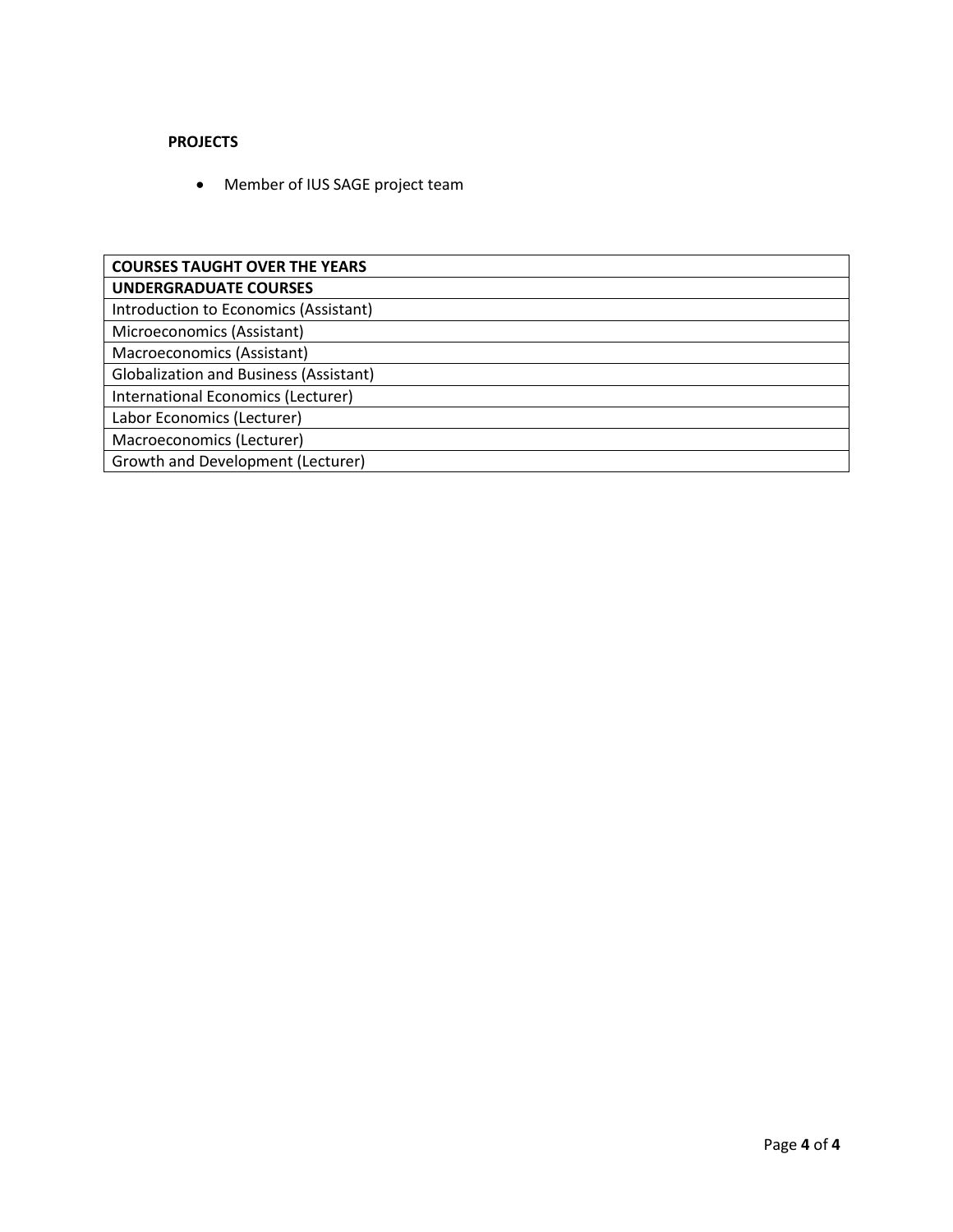**PROJECTS**

- Member of IUS SAGE project team

| **COURSES TAUGHT OVER THE YEARS** |
|---|
| **UNDERGRADUATE COURSES** |
| Introduction to Economics (Assistant) |
| Microeconomics (Assistant) |
| Macroeconomics (Assistant) |
| Globalization and Business (Assistant) |
| International Economics (Lecturer) |
| Labor Economics (Lecturer) |
| Macroeconomics (Lecturer) |
| Growth and Development (Lecturer) |